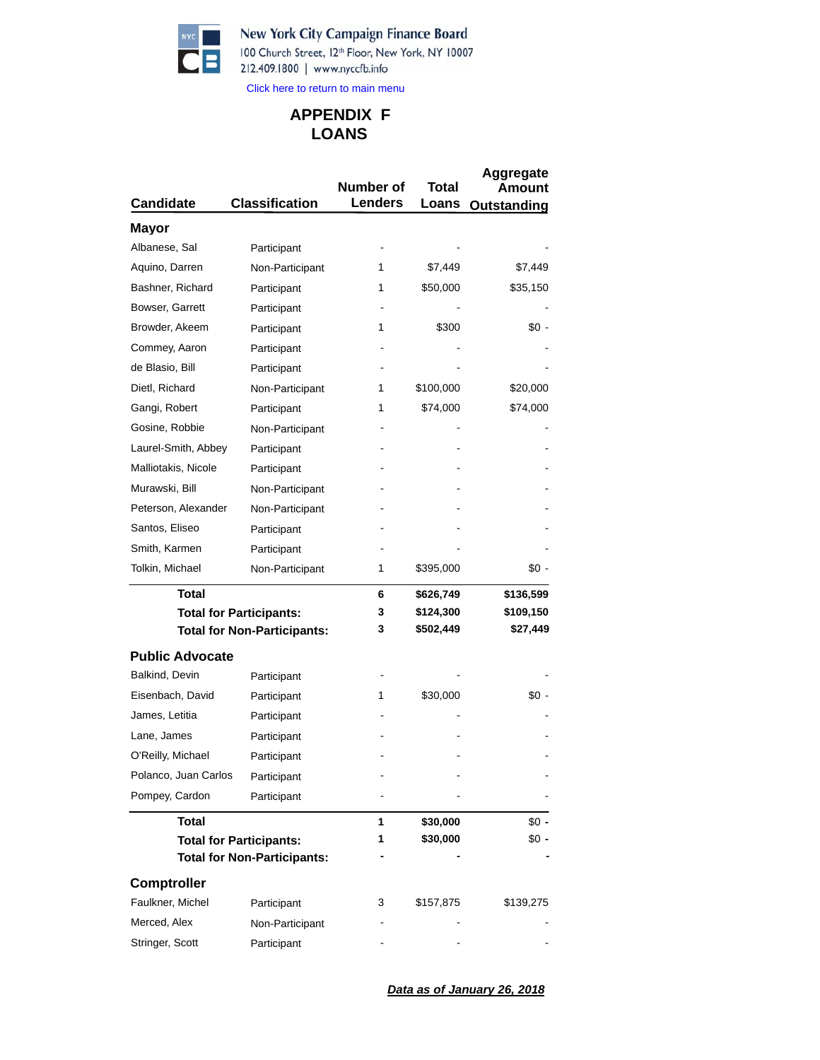New York City Campaign Finance Board
100 Church Street, 12th Floor, New York, NY 10007
212.409.1800 | www.nyccfb.info

Click here to return to main menu

# APPENDIX F
# LOANS

| Candidate | Classification | Number of Lenders | Total Loans | Aggregate Amount Outstanding |
|---|---|---|---|---|
| **Mayor** | | | | |
| Albanese, Sal | Participant | - | - | - |
| Aquino, Darren | Non-Participant | 1 | $7,449 | $7,449 |
| Bashner, Richard | Participant | 1 | $50,000 | $35,150 |
| Bowser, Garrett | Participant | - | - | - |
| Browder, Akeem | Participant | 1 | $300 | $0 - |
| Commey, Aaron | Participant | - | - | - |
| de Blasio, Bill | Participant | - | - | - |
| Dietl, Richard | Non-Participant | 1 | $100,000 | $20,000 |
| Gangi, Robert | Participant | 1 | $74,000 | $74,000 |
| Gosine, Robbie | Non-Participant | - | - | - |
| Laurel-Smith, Abbey | Participant | - | - | - |
| Malliotakis, Nicole | Participant | - | - | - |
| Murawski, Bill | Non-Participant | - | - | - |
| Peterson, Alexander | Non-Participant | - | - | - |
| Santos, Eliseo | Participant | - | - | - |
| Smith, Karmen | Participant | - | - | - |
| Tolkin, Michael | Non-Participant | 1 | $395,000 | $0 - |
| **Total** | | **6** | **$626,749** | **$136,599** |
| **Total for Participants:** | | **3** | **$124,300** | **$109,150** |
| **Total for Non-Participants:** | | **3** | **$502,449** | **$27,449** |
| **Public Advocate** | | | | |
| Balkind, Devin | Participant | - | - | - |
| Eisenbach, David | Participant | 1 | $30,000 | $0 - |
| James, Letitia | Participant | - | - | - |
| Lane, James | Participant | - | - | - |
| O'Reilly, Michael | Participant | - | - | - |
| Polanco, Juan Carlos | Participant | - | - | - |
| Pompey, Cardon | Participant | - | - | - |
| **Total** | | **1** | **$30,000** | $0 **-** |
| **Total for Participants:** | | **1** | **$30,000** | $0 **-** |
| **Total for Non-Participants:** | | **-** | **-** | **-** |
| **Comptroller** | | | | |
| Faulkner, Michel | Participant | 3 | $157,875 | $139,275 |
| Merced, Alex | Non-Participant | - | - | - |
| Stringer, Scott | Participant | - | - | - |

***Data as of January 26, 2018***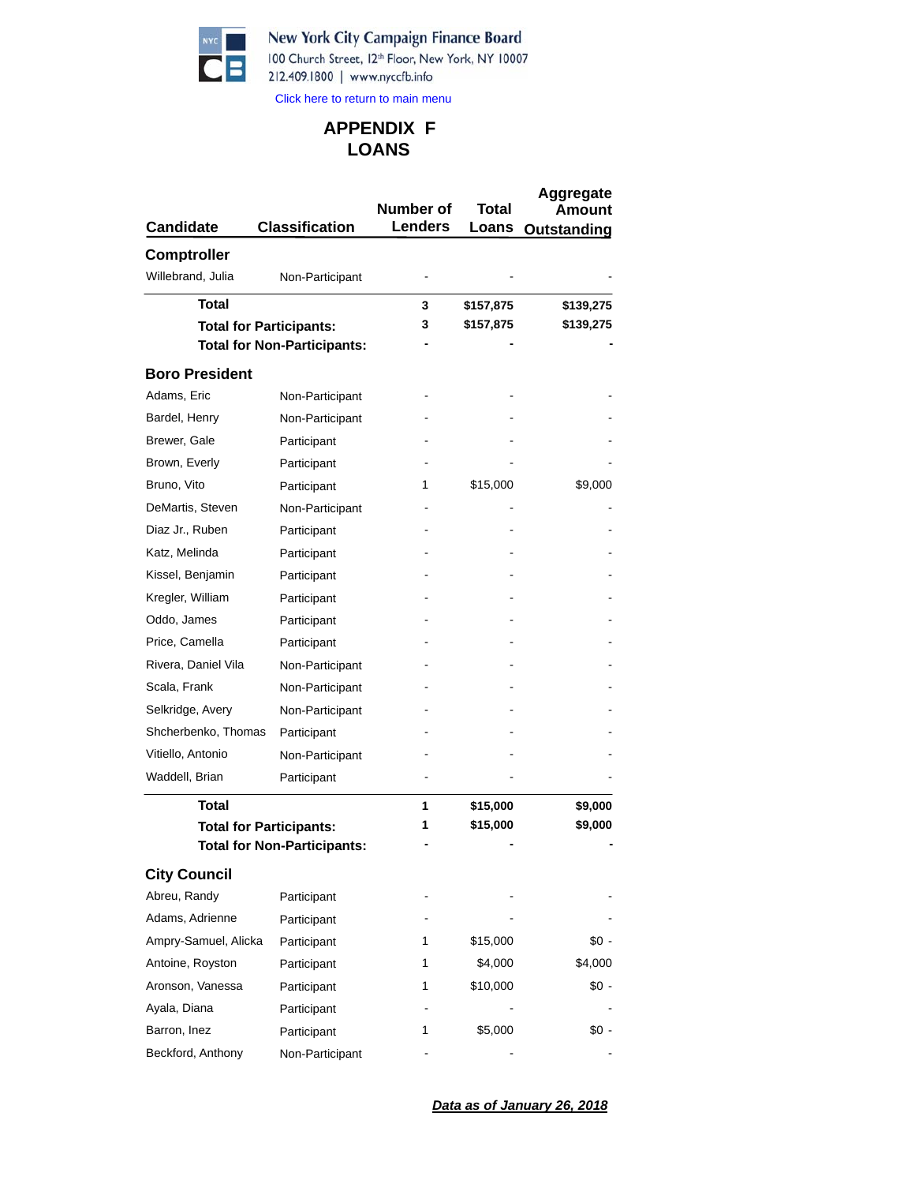New York City Campaign Finance Board
100 Church Street, 12th Floor, New York, NY 10007
212.409.1800 | www.nyccfb.info

Click here to return to main menu

# APPENDIX F
# LOANS

| Candidate | Classification | Number of Lenders | Total Loans | Aggregate Amount Outstanding |
|---|---|---|---|---|
| **Comptroller** | | | | |
| Willebrand, Julia | Non-Participant | - | - | - |
| **Total** | | **3** | **$157,875** | **$139,275** |
| **Total for Participants:** | | **3** | **$157,875** | **$139,275** |
| **Total for Non-Participants:** | | **-** | **-** | **-** |
| **Boro President** | | | | |
| Adams, Eric | Non-Participant | - | - | - |
| Bardel, Henry | Non-Participant | - | - | - |
| Brewer, Gale | Participant | - | - | - |
| Brown, Everly | Participant | - | - | - |
| Bruno, Vito | Participant | 1 | $15,000 | $9,000 |
| DeMartis, Steven | Non-Participant | - | - | - |
| Diaz Jr., Ruben | Participant | - | - | - |
| Katz, Melinda | Participant | - | - | - |
| Kissel, Benjamin | Participant | - | - | - |
| Kregler, William | Participant | - | - | - |
| Oddo, James | Participant | - | - | - |
| Price, Camella | Participant | - | - | - |
| Rivera, Daniel Vila | Non-Participant | - | - | - |
| Scala, Frank | Non-Participant | - | - | - |
| Selkridge, Avery | Non-Participant | - | - | - |
| Shcherbenko, Thomas | Participant | - | - | - |
| Vitiello, Antonio | Non-Participant | - | - | - |
| Waddell, Brian | Participant | - | - | - |
| **Total** | | **1** | **$15,000** | **$9,000** |
| **Total for Participants:** | | **1** | **$15,000** | **$9,000** |
| **Total for Non-Participants:** | | **-** | **-** | **-** |
| **City Council** | | | | |
| Abreu, Randy | Participant | - | - | - |
| Adams, Adrienne | Participant | - | - | - |
| Ampry-Samuel, Alicka | Participant | 1 | $15,000 | $0 - |
| Antoine, Royston | Participant | 1 | $4,000 | $4,000 |
| Aronson, Vanessa | Participant | 1 | $10,000 | $0 - |
| Ayala, Diana | Participant | - | - | - |
| Barron, Inez | Participant | 1 | $5,000 | $0 - |
| Beckford, Anthony | Non-Participant | - | - | - |

***Data as of January 26, 2018***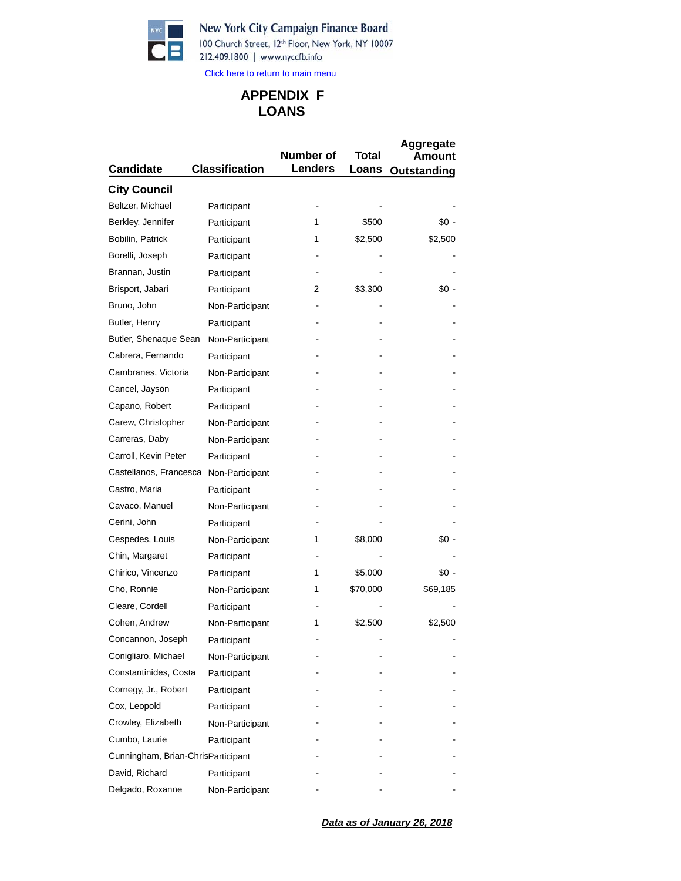New York City Campaign Finance Board
100 Church Street, 12th Floor, New York, NY 10007
212.409.1800 | www.nyccfb.info

Click here to return to main menu

# APPENDIX F
# LOANS

| Candidate | Classification | Number of Lenders | Total Loans | Aggregate Amount Outstanding |
|---|---|---|---|---|
| **City Council** | | | | |
| Beltzer, Michael | Participant | - | - | - |
| Berkley, Jennifer | Participant | 1 | $500 | $0 - |
| Bobilin, Patrick | Participant | 1 | $2,500 | $2,500 |
| Borelli, Joseph | Participant | - | - | - |
| Brannan, Justin | Participant | - | - | - |
| Brisport, Jabari | Participant | 2 | $3,300 | $0 - |
| Bruno, John | Non-Participant | - | - | - |
| Butler, Henry | Participant | - | - | - |
| Butler, Shenaque Sean | Non-Participant | - | - | - |
| Cabrera, Fernando | Participant | - | - | - |
| Cambranes, Victoria | Non-Participant | - | - | - |
| Cancel, Jayson | Participant | - | - | - |
| Capano, Robert | Participant | - | - | - |
| Carew, Christopher | Non-Participant | - | - | - |
| Carreras, Daby | Non-Participant | - | - | - |
| Carroll, Kevin Peter | Participant | - | - | - |
| Castellanos, Francesca | Non-Participant | - | - | - |
| Castro, Maria | Participant | - | - | - |
| Cavaco, Manuel | Non-Participant | - | - | - |
| Cerini, John | Participant | - | - | - |
| Cespedes, Louis | Non-Participant | 1 | $8,000 | $0 - |
| Chin, Margaret | Participant | - | - | - |
| Chirico, Vincenzo | Participant | 1 | $5,000 | $0 - |
| Cho, Ronnie | Non-Participant | 1 | $70,000 | $69,185 |
| Cleare, Cordell | Participant | - | - | - |
| Cohen, Andrew | Non-Participant | 1 | $2,500 | $2,500 |
| Concannon, Joseph | Participant | - | - | - |
| Conigliaro, Michael | Non-Participant | - | - | - |
| Constantinides, Costa | Participant | - | - | - |
| Cornegy, Jr., Robert | Participant | - | - | - |
| Cox, Leopold | Participant | - | - | - |
| Crowley, Elizabeth | Non-Participant | - | - | - |
| Cumbo, Laurie | Participant | - | - | - |
| Cunningham, Brian-Chris | Participant | - | - | - |
| David, Richard | Participant | - | - | - |
| Delgado, Roxanne | Non-Participant | - | - | - |

***Data as of January 26, 2018***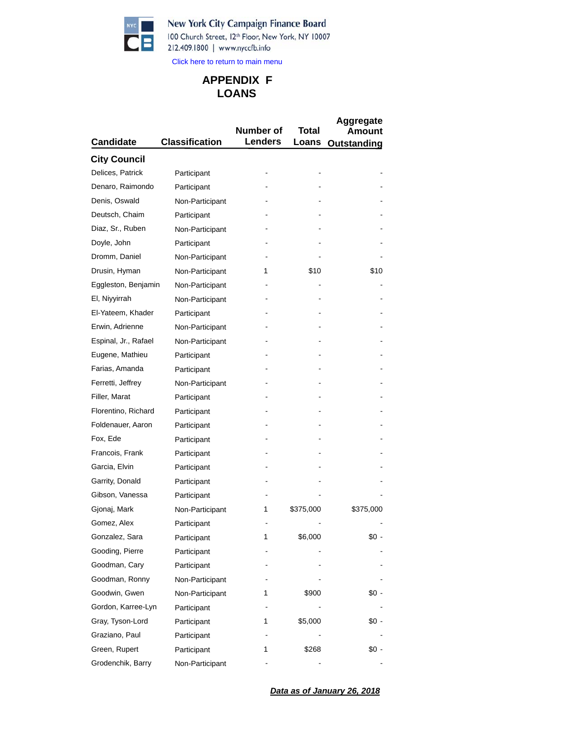New York City Campaign Finance Board
100 Church Street, 12th Floor, New York, NY 10007
212.409.1800 | www.nyccfb.info

Click here to return to main menu

# APPENDIX F
# LOANS

| Candidate | Classification | Number of Lenders | Total Loans | Aggregate Amount Outstanding |
|---|---|---|---|---|
| **City Council** | | | | |
| Delices, Patrick | Participant | - | - | - |
| Denaro, Raimondo | Participant | - | - | - |
| Denis, Oswald | Non-Participant | - | - | - |
| Deutsch, Chaim | Participant | - | - | - |
| Diaz, Sr., Ruben | Non-Participant | - | - | - |
| Doyle, John | Participant | - | - | - |
| Dromm, Daniel | Non-Participant | - | - | - |
| Drusin, Hyman | Non-Participant | 1 | $10 | $10 |
| Eggleston, Benjamin | Non-Participant | - | - | - |
| El, Niyyirrah | Non-Participant | - | - | - |
| El-Yateem, Khader | Participant | - | - | - |
| Erwin, Adrienne | Non-Participant | - | - | - |
| Espinal, Jr., Rafael | Non-Participant | - | - | - |
| Eugene, Mathieu | Participant | - | - | - |
| Farias, Amanda | Participant | - | - | - |
| Ferretti, Jeffrey | Non-Participant | - | - | - |
| Filler, Marat | Participant | - | - | - |
| Florentino, Richard | Participant | - | - | - |
| Foldenauer, Aaron | Participant | - | - | - |
| Fox, Ede | Participant | - | - | - |
| Francois, Frank | Participant | - | - | - |
| Garcia, Elvin | Participant | - | - | - |
| Garrity, Donald | Participant | - | - | - |
| Gibson, Vanessa | Participant | - | - | - |
| Gjonaj, Mark | Non-Participant | 1 | $375,000 | $375,000 |
| Gomez, Alex | Participant | - | - | - |
| Gonzalez, Sara | Participant | 1 | $6,000 | $0 - |
| Gooding, Pierre | Participant | - | - | - |
| Goodman, Cary | Participant | - | - | - |
| Goodman, Ronny | Non-Participant | - | - | - |
| Goodwin, Gwen | Non-Participant | 1 | $900 | $0 - |
| Gordon, Karree-Lyn | Participant | - | - | - |
| Gray, Tyson-Lord | Participant | 1 | $5,000 | $0 - |
| Graziano, Paul | Participant | - | - | - |
| Green, Rupert | Participant | 1 | $268 | $0 - |
| Grodenchik, Barry | Non-Participant | - | - | - |

***Data as of January 26, 2018***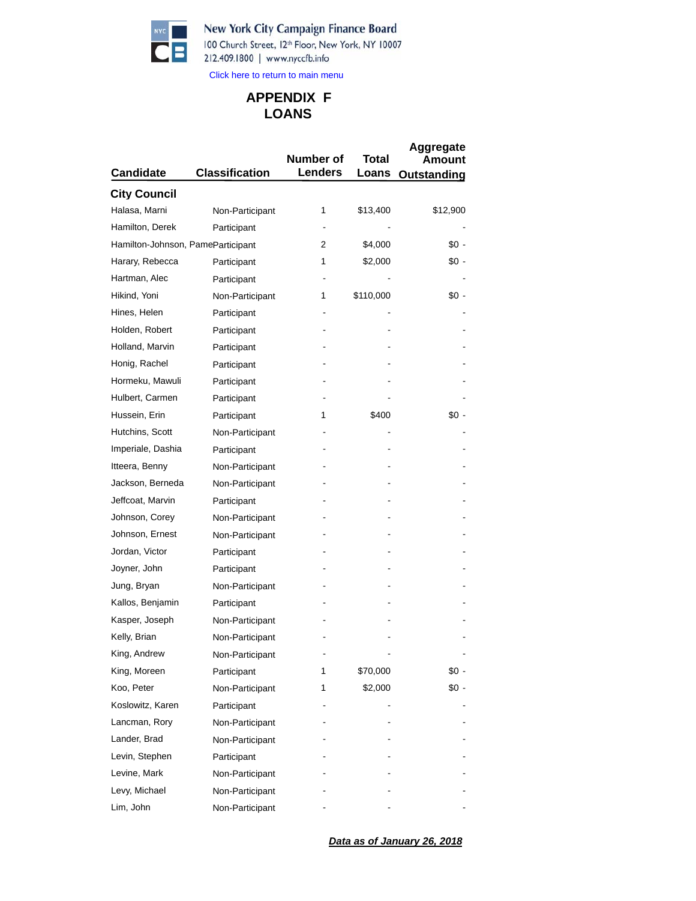New York City Campaign Finance Board
100 Church Street, 12th Floor, New York, NY 10007
212.409.1800 | www.nyccfb.info

Click here to return to main menu

# APPENDIX F
# LOANS

| Candidate | Classification | Number of Lenders | Total Loans | Aggregate Amount Outstanding |
|---|---|---|---|---|
| **City Council** | | | | |
| Halasa, Marni | Non-Participant | 1 | $13,400 | $12,900 |
| Hamilton, Derek | Participant | - | - | - |
| Hamilton-Johnson, Pame | Participant | 2 | $4,000 | $0 - |
| Harary, Rebecca | Participant | 1 | $2,000 | $0 - |
| Hartman, Alec | Participant | - | - | - |
| Hikind, Yoni | Non-Participant | 1 | $110,000 | $0 - |
| Hines, Helen | Participant | - | - | - |
| Holden, Robert | Participant | - | - | - |
| Holland, Marvin | Participant | - | - | - |
| Honig, Rachel | Participant | - | - | - |
| Hormeku, Mawuli | Participant | - | - | - |
| Hulbert, Carmen | Participant | - | - | - |
| Hussein, Erin | Participant | 1 | $400 | $0 - |
| Hutchins, Scott | Non-Participant | - | - | - |
| Imperiale, Dashia | Participant | - | - | - |
| Itteera, Benny | Non-Participant | - | - | - |
| Jackson, Berneda | Non-Participant | - | - | - |
| Jeffcoat, Marvin | Participant | - | - | - |
| Johnson, Corey | Non-Participant | - | - | - |
| Johnson, Ernest | Non-Participant | - | - | - |
| Jordan, Victor | Participant | - | - | - |
| Joyner, John | Participant | - | - | - |
| Jung, Bryan | Non-Participant | - | - | - |
| Kallos, Benjamin | Participant | - | - | - |
| Kasper, Joseph | Non-Participant | - | - | - |
| Kelly, Brian | Non-Participant | - | - | - |
| King, Andrew | Non-Participant | - | - | - |
| King, Moreen | Participant | 1 | $70,000 | $0 - |
| Koo, Peter | Non-Participant | 1 | $2,000 | $0 - |
| Koslowitz, Karen | Participant | - | - | - |
| Lancman, Rory | Non-Participant | - | - | - |
| Lander, Brad | Non-Participant | - | - | - |
| Levin, Stephen | Participant | - | - | - |
| Levine, Mark | Non-Participant | - | - | - |
| Levy, Michael | Non-Participant | - | - | - |
| Lim, John | Non-Participant | - | - | - |

***Data as of January 26, 2018***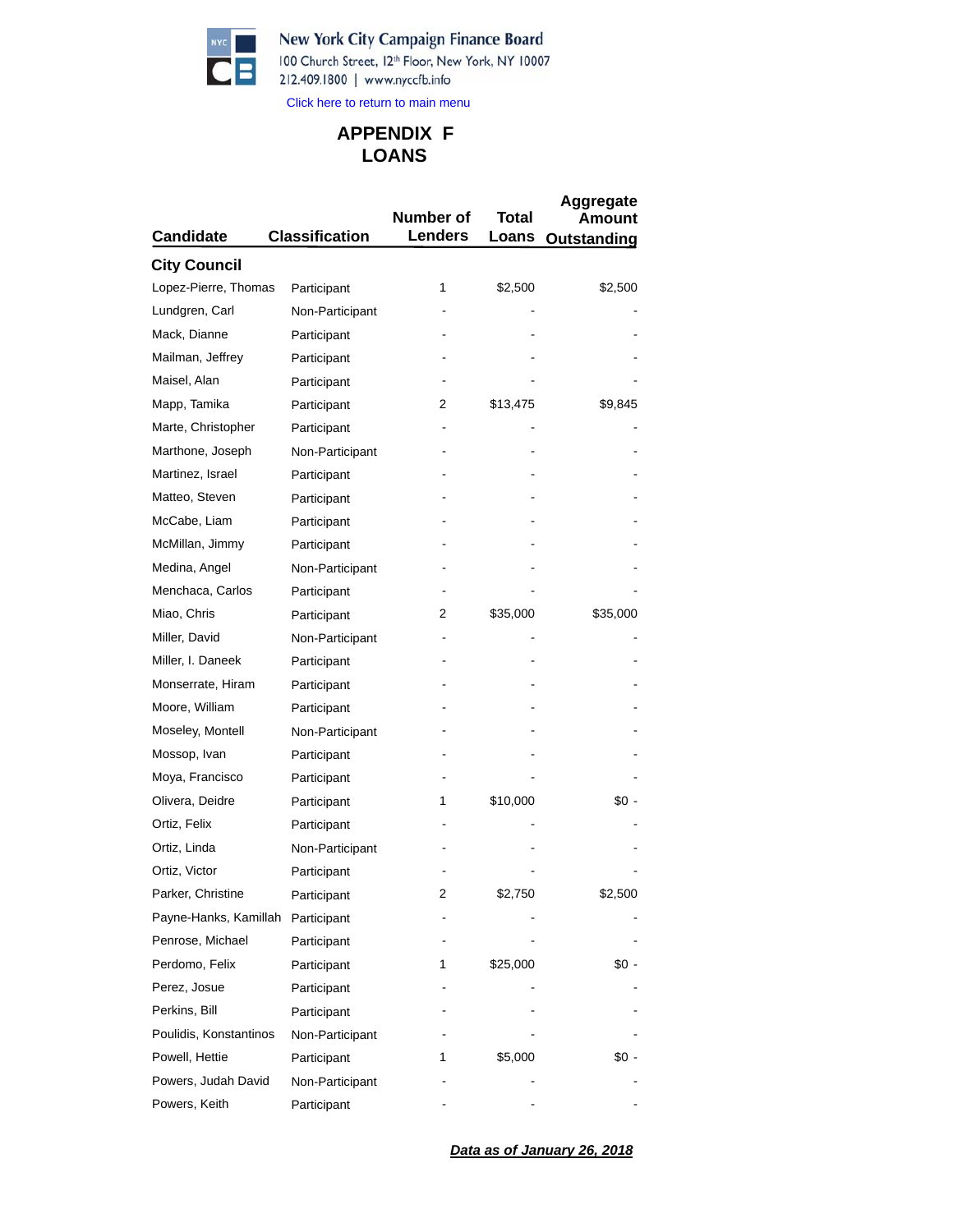New York City Campaign Finance Board
100 Church Street, 12th Floor, New York, NY 10007
212.409.1800 | www.nyccfb.info

Click here to return to main menu

# APPENDIX F
# LOANS

| Candidate | Classification | Number of Lenders | Total Loans | Aggregate Amount Outstanding |
|---|---|---|---|---|
| **City Council** | | | | |
| Lopez-Pierre, Thomas | Participant | 1 | $2,500 | $2,500 |
| Lundgren, Carl | Non-Participant | - | - | - |
| Mack, Dianne | Participant | - | - | - |
| Mailman, Jeffrey | Participant | - | - | - |
| Maisel, Alan | Participant | - | - | - |
| Mapp, Tamika | Participant | 2 | $13,475 | $9,845 |
| Marte, Christopher | Participant | - | - | - |
| Marthone, Joseph | Non-Participant | - | - | - |
| Martinez, Israel | Participant | - | - | - |
| Matteo, Steven | Participant | - | - | - |
| McCabe, Liam | Participant | - | - | - |
| McMillan, Jimmy | Participant | - | - | - |
| Medina, Angel | Non-Participant | - | - | - |
| Menchaca, Carlos | Participant | - | - | - |
| Miao, Chris | Participant | 2 | $35,000 | $35,000 |
| Miller, David | Non-Participant | - | - | - |
| Miller, I. Daneek | Participant | - | - | - |
| Monserrate, Hiram | Participant | - | - | - |
| Moore, William | Participant | - | - | - |
| Moseley, Montell | Non-Participant | - | - | - |
| Mossop, Ivan | Participant | - | - | - |
| Moya, Francisco | Participant | - | - | - |
| Olivera, Deidre | Participant | 1 | $10,000 | $0 - |
| Ortiz, Felix | Participant | - | - | - |
| Ortiz, Linda | Non-Participant | - | - | - |
| Ortiz, Victor | Participant | - | - | - |
| Parker, Christine | Participant | 2 | $2,750 | $2,500 |
| Payne-Hanks, Kamillah | Participant | - | - | - |
| Penrose, Michael | Participant | - | - | - |
| Perdomo, Felix | Participant | 1 | $25,000 | $0 - |
| Perez, Josue | Participant | - | - | - |
| Perkins, Bill | Participant | - | - | - |
| Poulidis, Konstantinos | Non-Participant | - | - | - |
| Powell, Hettie | Participant | 1 | $5,000 | $0 - |
| Powers, Judah David | Non-Participant | - | - | - |
| Powers, Keith | Participant | - | - | - |

***Data as of January 26, 2018***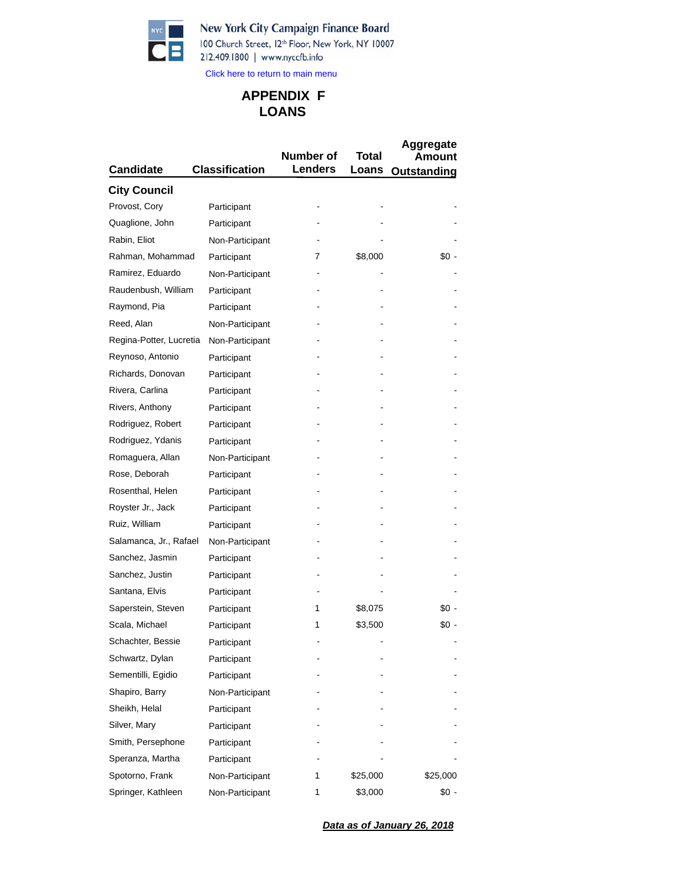New York City Campaign Finance Board
100 Church Street, 12th Floor, New York, NY 10007
212.409.1800 | www.nyccfb.info

Click here to return to main menu

# APPENDIX F
# LOANS

| Candidate | Classification | Number of Lenders | Total Loans | Aggregate Amount Outstanding |
|---|---|---|---|---|
| **City Council** | | | | |
| Provost, Cory | Participant | - | - | - |
| Quaglione, John | Participant | - | - | - |
| Rabin, Eliot | Non-Participant | - | - | - |
| Rahman, Mohammad | Participant | 7 | $8,000 | $0 - |
| Ramirez, Eduardo | Non-Participant | - | - | - |
| Raudenbush, William | Participant | - | - | - |
| Raymond, Pia | Participant | - | - | - |
| Reed, Alan | Non-Participant | - | - | - |
| Regina-Potter, Lucretia | Non-Participant | - | - | - |
| Reynoso, Antonio | Participant | - | - | - |
| Richards, Donovan | Participant | - | - | - |
| Rivera, Carlina | Participant | - | - | - |
| Rivers, Anthony | Participant | - | - | - |
| Rodriguez, Robert | Participant | - | - | - |
| Rodriguez, Ydanis | Participant | - | - | - |
| Romaguera, Allan | Non-Participant | - | - | - |
| Rose, Deborah | Participant | - | - | - |
| Rosenthal, Helen | Participant | - | - | - |
| Royster Jr., Jack | Participant | - | - | - |
| Ruiz, William | Participant | - | - | - |
| Salamanca, Jr., Rafael | Non-Participant | - | - | - |
| Sanchez, Jasmin | Participant | - | - | - |
| Sanchez, Justin | Participant | - | - | - |
| Santana, Elvis | Participant | - | - | - |
| Saperstein, Steven | Participant | 1 | $8,075 | $0 - |
| Scala, Michael | Participant | 1 | $3,500 | $0 - |
| Schachter, Bessie | Participant | - | - | - |
| Schwartz, Dylan | Participant | - | - | - |
| Sementilli, Egidio | Participant | - | - | - |
| Shapiro, Barry | Non-Participant | - | - | - |
| Sheikh, Helal | Participant | - | - | - |
| Silver, Mary | Participant | - | - | - |
| Smith, Persephone | Participant | - | - | - |
| Speranza, Martha | Participant | - | - | - |
| Spotorno, Frank | Non-Participant | 1 | $25,000 | $25,000 |
| Springer, Kathleen | Non-Participant | 1 | $3,000 | $0 - |

***Data as of January 26, 2018***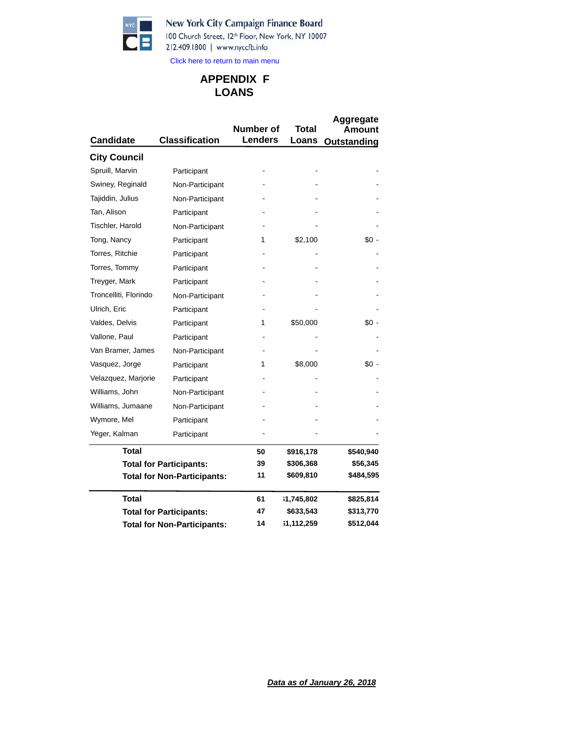New York City Campaign Finance Board
100 Church Street, 12th Floor, New York, NY 10007
212.409.1800 | www.nyccfb.info

Click here to return to main menu

# APPENDIX F
# LOANS

| Candidate | Classification | Number of Lenders | Total Loans | Aggregate Amount Outstanding |
|---|---|---|---|---|
| **City Council** | | | | |
| Spruill, Marvin | Participant | - | - | - |
| Swiney, Reginald | Non-Participant | - | - | - |
| Tajiddin, Julius | Non-Participant | - | - | - |
| Tan, Alison | Participant | - | - | - |
| Tischler, Harold | Non-Participant | - | - | - |
| Tong, Nancy | Participant | 1 | $2,100 | $0 - |
| Torres, Ritchie | Participant | - | - | - |
| Torres, Tommy | Participant | - | - | - |
| Treyger, Mark | Participant | - | - | - |
| Troncelliti, Florindo | Non-Participant | - | - | - |
| Ulrich, Eric | Participant | - | - | - |
| Valdes, Delvis | Participant | 1 | $50,000 | $0 - |
| Vallone, Paul | Participant | - | - | - |
| Van Bramer, James | Non-Participant | - | - | - |
| Vasquez, Jorge | Participant | 1 | $8,000 | $0 - |
| Velazquez, Marjorie | Participant | - | - | - |
| Williams, John | Non-Participant | - | - | - |
| Williams, Jumaane | Non-Participant | - | - | - |
| Wymore, Mel | Participant | - | - | - |
| Yeger, Kalman | Participant | - | - | - |
| **Total** | | **50** | **$916,178** | **$540,940** |
| **Total for Participants:** | | **39** | **$306,368** | **$56,345** |
| **Total for Non-Participants:** | | **11** | **$609,810** | **$484,595** |
| **Total** | | **61** | **$1,745,802** | **$825,814** |
| **Total for Participants:** | | **47** | **$633,543** | **$313,770** |
| **Total for Non-Participants:** | | **14** | **$1,112,259** | **$512,044** |

***Data as of January 26, 2018***